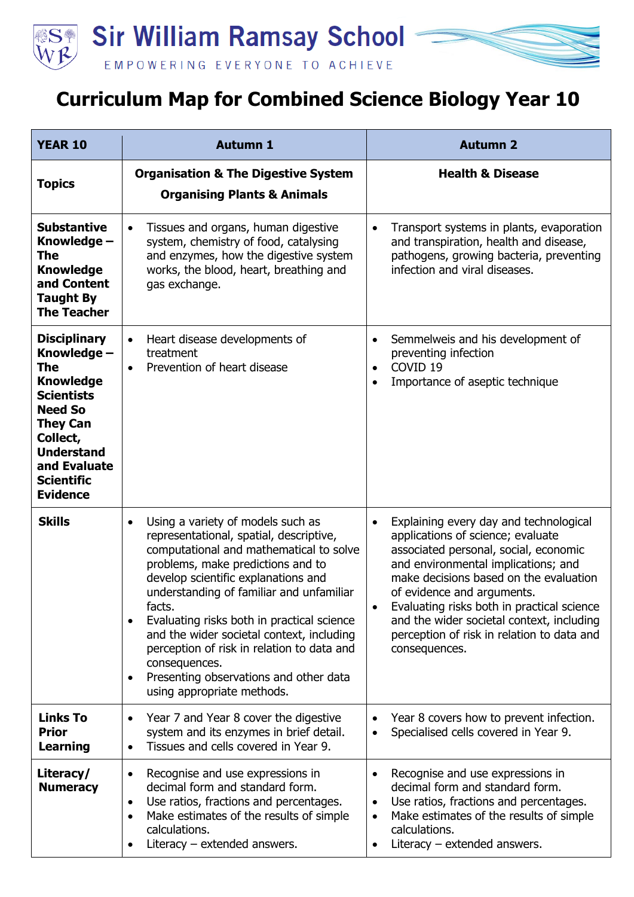# Sir William Ramsay School

EMPOWERING EVERYONE TO ACHIEVE

## Curriculum Map for Combined Science Biology Year 10

| **YEAR 10** | **Autumn 1** | **Autumn 2** |
|---|---|---|
| **Topics** | **Organisation & The Digestive System**<br>**Organising Plants & Animals** | **Health & Disease** |
| **Substantive Knowledge – The Knowledge and Content Taught By The Teacher** | • Tissues and organs, human digestive system, chemistry of food, catalysing and enzymes, how the digestive system works, the blood, heart, breathing and gas exchange. | • Transport systems in plants, evaporation and transpiration, health and disease, pathogens, growing bacteria, preventing infection and viral diseases. |
| **Disciplinary Knowledge – The Knowledge Scientists Need So They Can Collect, Understand and Evaluate Scientific Evidence** | • Heart disease developments of treatment<br>• Prevention of heart disease | • Semmelweis and his development of preventing infection<br>• COVID 19<br>• Importance of aseptic technique |
| **Skills** | • Using a variety of models such as representational, spatial, descriptive, computational and mathematical to solve problems, make predictions and to develop scientific explanations and understanding of familiar and unfamiliar facts.<br>• Evaluating risks both in practical science and the wider societal context, including perception of risk in relation to data and consequences.<br>• Presenting observations and other data using appropriate methods. | • Explaining every day and technological applications of science; evaluate associated personal, social, economic and environmental implications; and make decisions based on the evaluation of evidence and arguments.<br>• Evaluating risks both in practical science and the wider societal context, including perception of risk in relation to data and consequences. |
| **Links To Prior Learning** | • Year 7 and Year 8 cover the digestive system and its enzymes in brief detail.<br>• Tissues and cells covered in Year 9. | • Year 8 covers how to prevent infection.<br>• Specialised cells covered in Year 9. |
| **Literacy/ Numeracy** | • Recognise and use expressions in decimal form and standard form.<br>• Use ratios, fractions and percentages.<br>• Make estimates of the results of simple calculations.<br>• Literacy – extended answers. | • Recognise and use expressions in decimal form and standard form.<br>• Use ratios, fractions and percentages.<br>• Make estimates of the results of simple calculations.<br>• Literacy – extended answers. |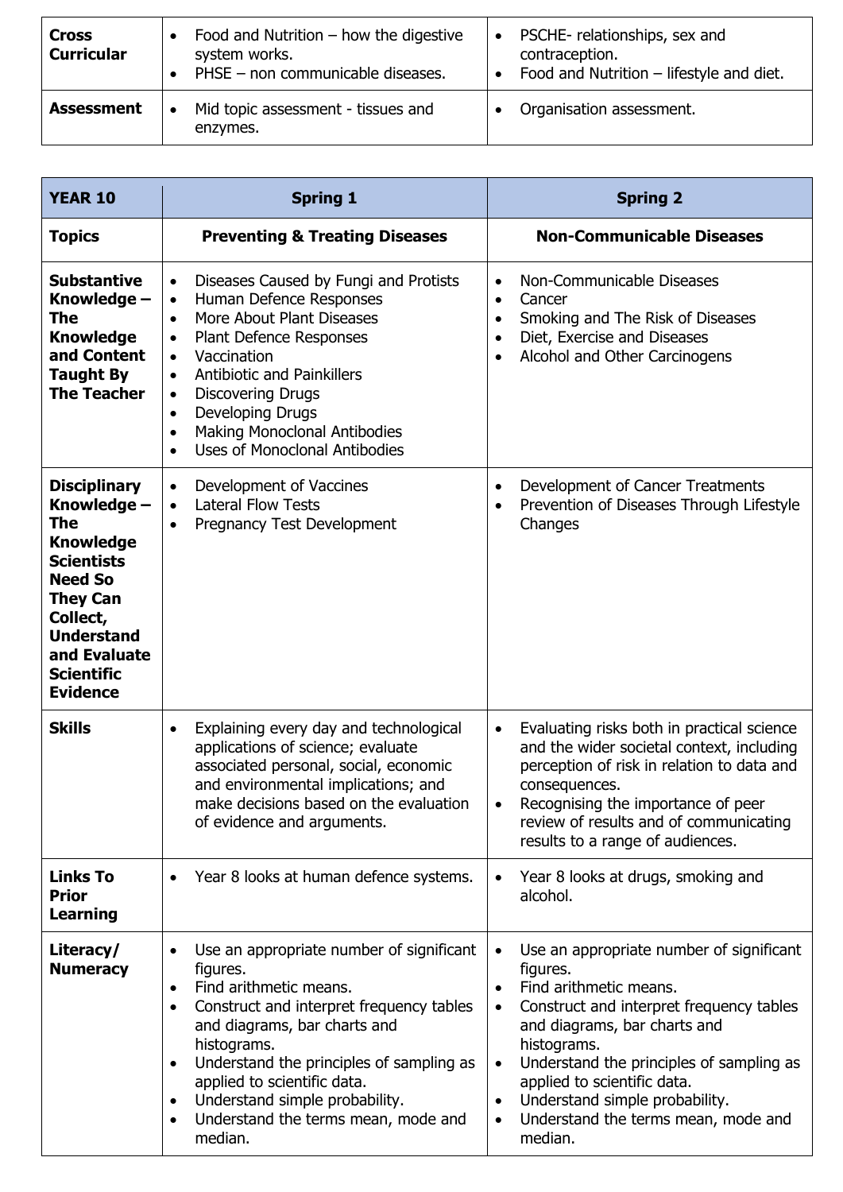| | | |
|---|---|---|
| **Cross Curricular** | • Food and Nutrition – how the digestive system works.<br>• PHSE – non communicable diseases. | • PSCHE- relationships, sex and contraception.<br>• Food and Nutrition – lifestyle and diet. |
| **Assessment** | • Mid topic assessment - tissues and enzymes. | • Organisation assessment. |

| **YEAR 10** | **Spring 1** | **Spring 2** |
|---|---|---|
| **Topics** | **Preventing & Treating Diseases** | **Non-Communicable Diseases** |
| **Substantive Knowledge – The Knowledge and Content Taught By The Teacher** | • Diseases Caused by Fungi and Protists<br>• Human Defence Responses<br>• More About Plant Diseases<br>• Plant Defence Responses<br>• Vaccination<br>• Antibiotic and Painkillers<br>• Discovering Drugs<br>• Developing Drugs<br>• Making Monoclonal Antibodies<br>• Uses of Monoclonal Antibodies | • Non-Communicable Diseases<br>• Cancer<br>• Smoking and The Risk of Diseases<br>• Diet, Exercise and Diseases<br>• Alcohol and Other Carcinogens |
| **Disciplinary Knowledge – The Knowledge Scientists Need So They Can Collect, Understand and Evaluate Scientific Evidence** | • Development of Vaccines<br>• Lateral Flow Tests<br>• Pregnancy Test Development | • Development of Cancer Treatments<br>• Prevention of Diseases Through Lifestyle Changes |
| **Skills** | • Explaining every day and technological applications of science; evaluate associated personal, social, economic and environmental implications; and make decisions based on the evaluation of evidence and arguments. | • Evaluating risks both in practical science and the wider societal context, including perception of risk in relation to data and consequences.<br>• Recognising the importance of peer review of results and of communicating results to a range of audiences. |
| **Links To Prior Learning** | • Year 8 looks at human defence systems. | • Year 8 looks at drugs, smoking and alcohol. |
| **Literacy/ Numeracy** | • Use an appropriate number of significant figures.<br>• Find arithmetic means.<br>• Construct and interpret frequency tables and diagrams, bar charts and histograms.<br>• Understand the principles of sampling as applied to scientific data.<br>• Understand simple probability.<br>• Understand the terms mean, mode and median. | • Use an appropriate number of significant figures.<br>• Find arithmetic means.<br>• Construct and interpret frequency tables and diagrams, bar charts and histograms.<br>• Understand the principles of sampling as applied to scientific data.<br>• Understand simple probability.<br>• Understand the terms mean, mode and median. |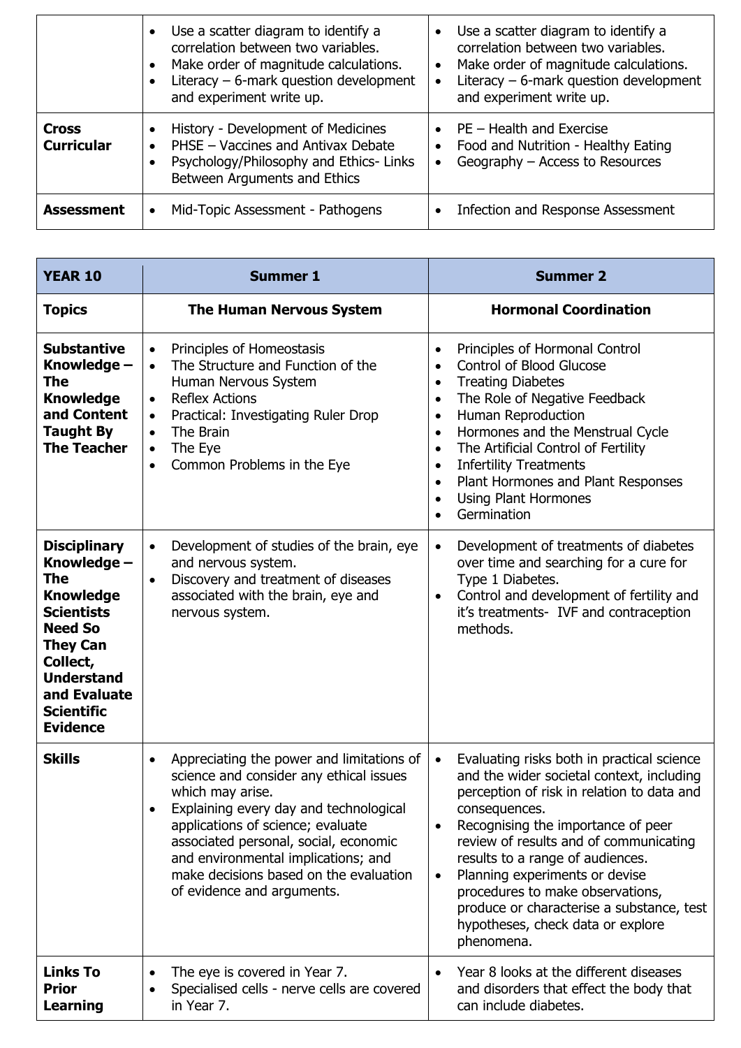| | | |
|---|---|---|
| | • Use a scatter diagram to identify a correlation between two variables.<br>• Make order of magnitude calculations.<br>• Literacy – 6-mark question development and experiment write up. | • Use a scatter diagram to identify a correlation between two variables.<br>• Make order of magnitude calculations.<br>• Literacy – 6-mark question development and experiment write up. |
| **Cross Curricular** | • History - Development of Medicines<br>• PHSE – Vaccines and Antivax Debate<br>• Psychology/Philosophy and Ethics- Links Between Arguments and Ethics | • PE – Health and Exercise<br>• Food and Nutrition - Healthy Eating<br>• Geography – Access to Resources |
| **Assessment** | • Mid-Topic Assessment - Pathogens | • Infection and Response Assessment |

| **YEAR 10** | **Summer 1** | **Summer 2** |
|---|---|---|
| **Topics** | **The Human Nervous System** | **Hormonal Coordination** |
| **Substantive Knowledge – The Knowledge and Content Taught By The Teacher** | • Principles of Homeostasis<br>• The Structure and Function of the Human Nervous System<br>• Reflex Actions<br>• Practical: Investigating Ruler Drop<br>• The Brain<br>• The Eye<br>• Common Problems in the Eye | • Principles of Hormonal Control<br>• Control of Blood Glucose<br>• Treating Diabetes<br>• The Role of Negative Feedback<br>• Human Reproduction<br>• Hormones and the Menstrual Cycle<br>• The Artificial Control of Fertility<br>• Infertility Treatments<br>• Plant Hormones and Plant Responses<br>• Using Plant Hormones<br>• Germination |
| **Disciplinary Knowledge – The Knowledge Scientists Need So They Can Collect, Understand and Evaluate Scientific Evidence** | • Development of studies of the brain, eye and nervous system.<br>• Discovery and treatment of diseases associated with the brain, eye and nervous system. | • Development of treatments of diabetes over time and searching for a cure for Type 1 Diabetes.<br>• Control and development of fertility and it's treatments- IVF and contraception methods. |
| **Skills** | • Appreciating the power and limitations of science and consider any ethical issues which may arise.<br>• Explaining every day and technological applications of science; evaluate associated personal, social, economic and environmental implications; and make decisions based on the evaluation of evidence and arguments. | • Evaluating risks both in practical science and the wider societal context, including perception of risk in relation to data and consequences.<br>• Recognising the importance of peer review of results and of communicating results to a range of audiences.<br>• Planning experiments or devise procedures to make observations, produce or characterise a substance, test hypotheses, check data or explore phenomena. |
| **Links To Prior Learning** | • The eye is covered in Year 7.<br>• Specialised cells - nerve cells are covered in Year 7. | • Year 8 looks at the different diseases and disorders that effect the body that can include diabetes. |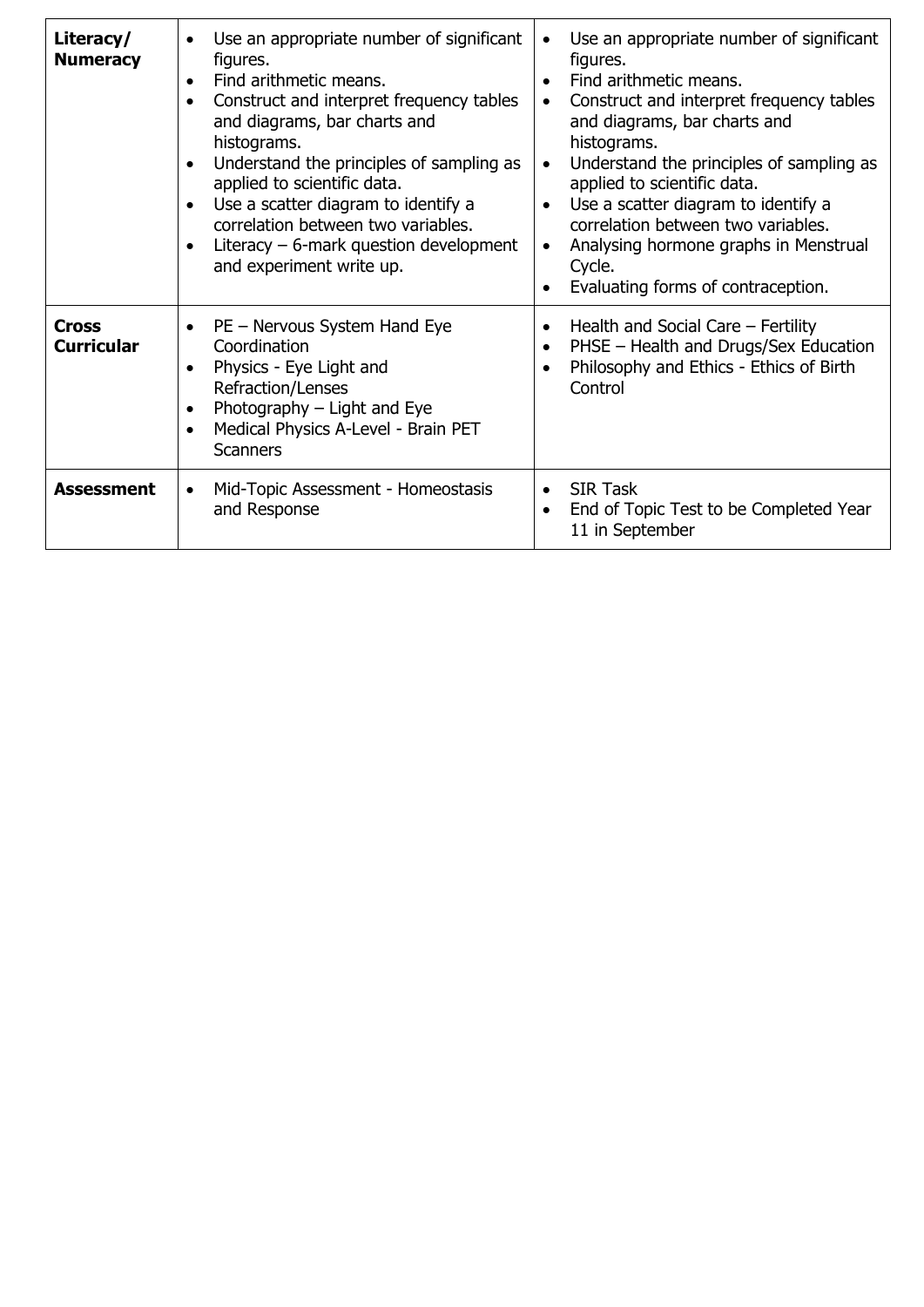| | | |
|---|---|---|
| **Literacy/ Numeracy** | • Use an appropriate number of significant figures.<br>• Find arithmetic means.<br>• Construct and interpret frequency tables and diagrams, bar charts and histograms.<br>• Understand the principles of sampling as applied to scientific data.<br>• Use a scatter diagram to identify a correlation between two variables.<br>• Literacy – 6-mark question development and experiment write up. | • Use an appropriate number of significant figures.<br>• Find arithmetic means.<br>• Construct and interpret frequency tables and diagrams, bar charts and histograms.<br>• Understand the principles of sampling as applied to scientific data.<br>• Use a scatter diagram to identify a correlation between two variables.<br>• Analysing hormone graphs in Menstrual Cycle.<br>• Evaluating forms of contraception. |
| **Cross Curricular** | • PE – Nervous System Hand Eye Coordination<br>• Physics - Eye Light and Refraction/Lenses<br>• Photography – Light and Eye<br>• Medical Physics A-Level - Brain PET Scanners | • Health and Social Care – Fertility<br>• PHSE – Health and Drugs/Sex Education<br>• Philosophy and Ethics - Ethics of Birth Control |
| **Assessment** | • Mid-Topic Assessment - Homeostasis and Response | • SIR Task<br>• End of Topic Test to be Completed Year 11 in September |